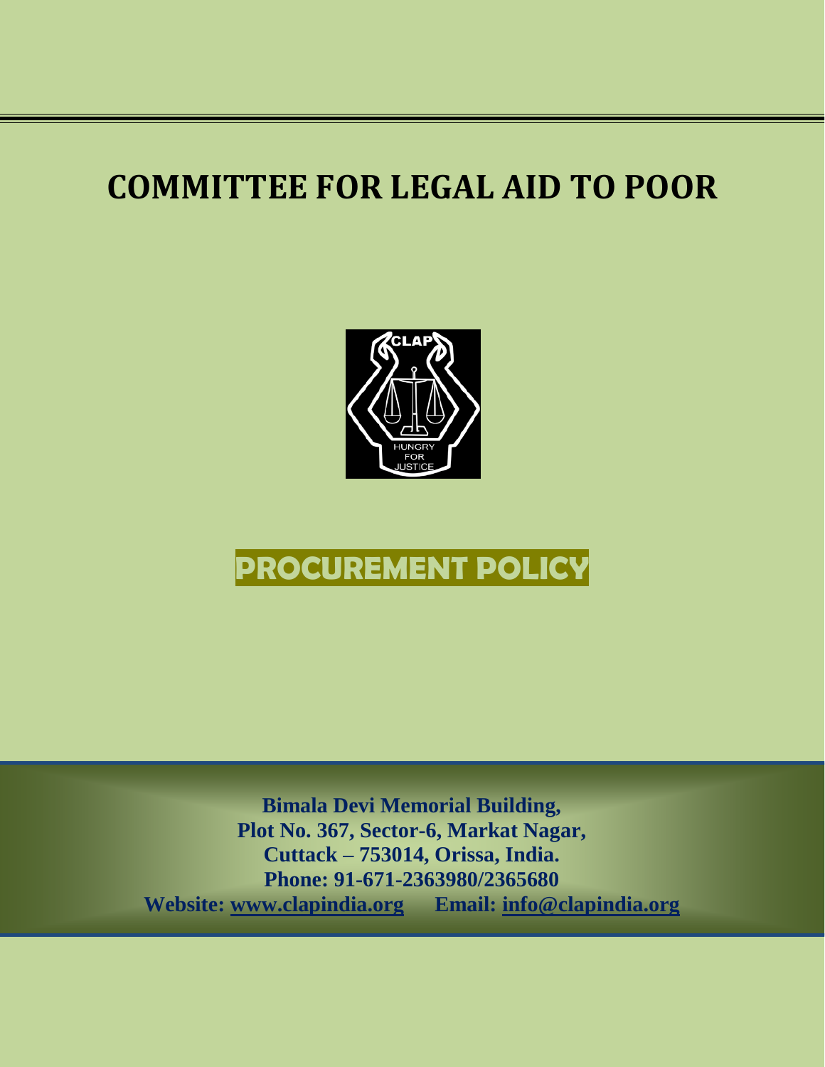# COMMITTEE FOR LEGAL AID TO POOR

## PROCUREMENT POLICY

**Bimala Devi Memorial Building,**
**Plot No. 367, Sector-6, Markat Nagar,**
**Cuttack – 753014, Orissa, India.**
**Phone: 91-671-2363980/2365680**
**Website: www.clapindia.org Email: info@clapindia.org**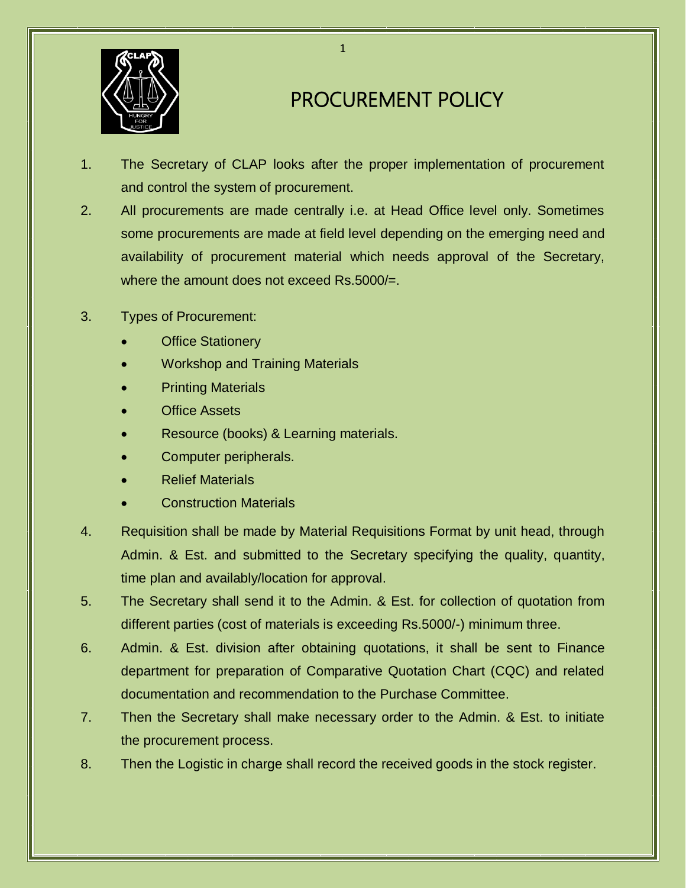# PROCUREMENT POLICY

1. The Secretary of CLAP looks after the proper implementation of procurement and control the system of procurement.
2. All procurements are made centrally i.e. at Head Office level only. Sometimes some procurements are made at field level depending on the emerging need and availability of procurement material which needs approval of the Secretary, where the amount does not exceed Rs.5000/=.
3. Types of Procurement:
   - Office Stationery
   - Workshop and Training Materials
   - Printing Materials
   - Office Assets
   - Resource (books) & Learning materials.
   - Computer peripherals.
   - Relief Materials
   - Construction Materials
4. Requisition shall be made by Material Requisitions Format by unit head, through Admin. & Est. and submitted to the Secretary specifying the quality, quantity, time plan and availably/location for approval.
5. The Secretary shall send it to the Admin. & Est. for collection of quotation from different parties (cost of materials is exceeding Rs.5000/-) minimum three.
6. Admin. & Est. division after obtaining quotations, it shall be sent to Finance department for preparation of Comparative Quotation Chart (CQC) and related documentation and recommendation to the Purchase Committee.
7. Then the Secretary shall make necessary order to the Admin. & Est. to initiate the procurement process.
8. Then the Logistic in charge shall record the received goods in the stock register.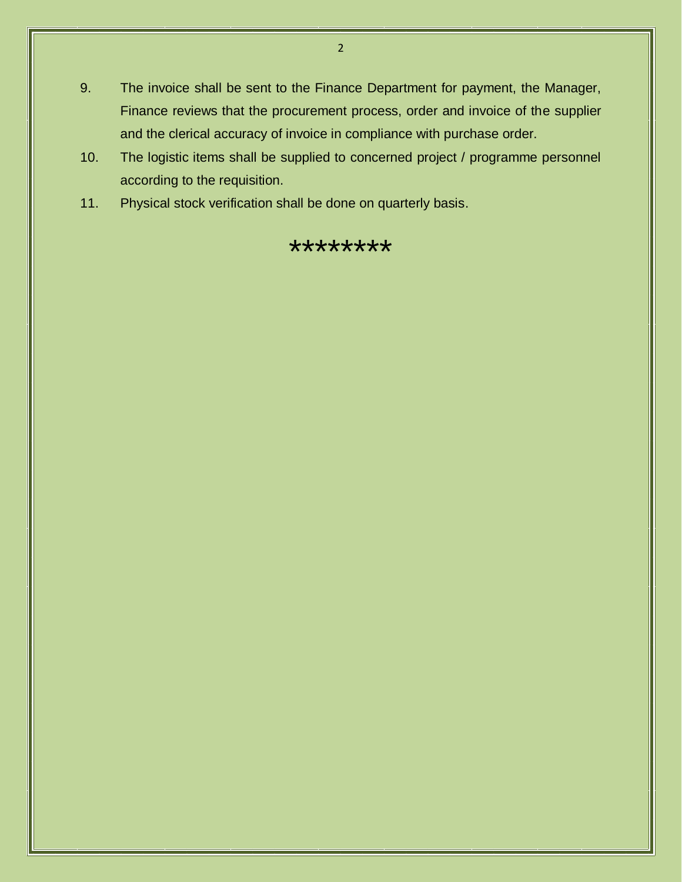9. The invoice shall be sent to the Finance Department for payment, the Manager, Finance reviews that the procurement process, order and invoice of the supplier and the clerical accuracy of invoice in compliance with purchase order.
10. The logistic items shall be supplied to concerned project / programme personnel according to the requisition.
11. Physical stock verification shall be done on quarterly basis.

********